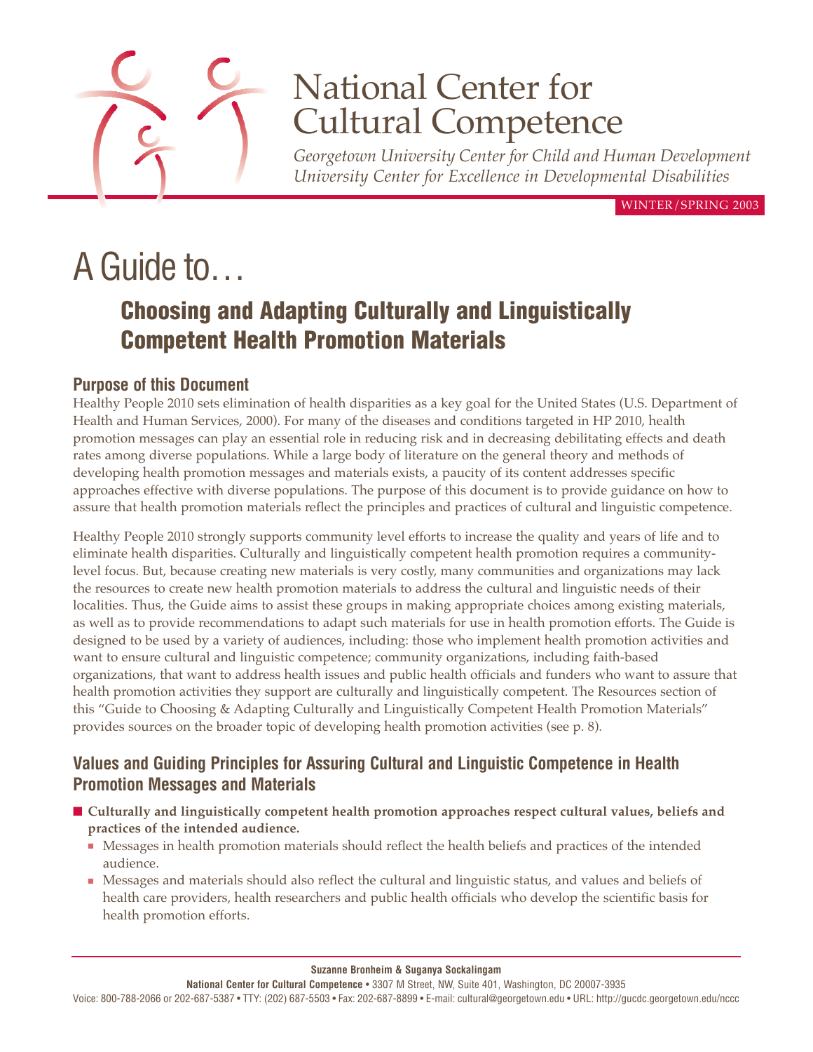# National Center for Cultural Competence

*Georgetown University Center for Child and Human Development*
*University Center for Excellence in Developmental Disabilities*

WINTER/SPRING 2003

# A Guide to…

## Choosing and Adapting Culturally and Linguistically Competent Health Promotion Materials

### Purpose of this Document

Healthy People 2010 sets elimination of health disparities as a key goal for the United States (U.S. Department of Health and Human Services, 2000). For many of the diseases and conditions targeted in HP 2010, health promotion messages can play an essential role in reducing risk and in decreasing debilitating effects and death rates among diverse populations. While a large body of literature on the general theory and methods of developing health promotion messages and materials exists, a paucity of its content addresses specific approaches effective with diverse populations. The purpose of this document is to provide guidance on how to assure that health promotion materials reflect the principles and practices of cultural and linguistic competence.

Healthy People 2010 strongly supports community level efforts to increase the quality and years of life and to eliminate health disparities. Culturally and linguistically competent health promotion requires a community-level focus. But, because creating new materials is very costly, many communities and organizations may lack the resources to create new health promotion materials to address the cultural and linguistic needs of their localities. Thus, the Guide aims to assist these groups in making appropriate choices among existing materials, as well as to provide recommendations to adapt such materials for use in health promotion efforts. The Guide is designed to be used by a variety of audiences, including: those who implement health promotion activities and want to ensure cultural and linguistic competence; community organizations, including faith-based organizations, that want to address health issues and public health officials and funders who want to assure that health promotion activities they support are culturally and linguistically competent. The Resources section of this "Guide to Choosing & Adapting Culturally and Linguistically Competent Health Promotion Materials" provides sources on the broader topic of developing health promotion activities (see p. 8).

### Values and Guiding Principles for Assuring Cultural and Linguistic Competence in Health Promotion Messages and Materials

- **Culturally and linguistically competent health promotion approaches respect cultural values, beliefs and practices of the intended audience.**
  - Messages in health promotion materials should reflect the health beliefs and practices of the intended audience.
  - Messages and materials should also reflect the cultural and linguistic status, and values and beliefs of health care providers, health researchers and public health officials who develop the scientific basis for health promotion efforts.

**Suzanne Bronheim & Suganya Sockalingam**

**National Center for Cultural Competence** • 3307 M Street, NW, Suite 401, Washington, DC 20007-3935
Voice: 800-788-2066 or 202-687-5387 • TTY: (202) 687-5503 • Fax: 202-687-8899 • E-mail: cultural@georgetown.edu • URL: http://gucdc.georgetown.edu/nccc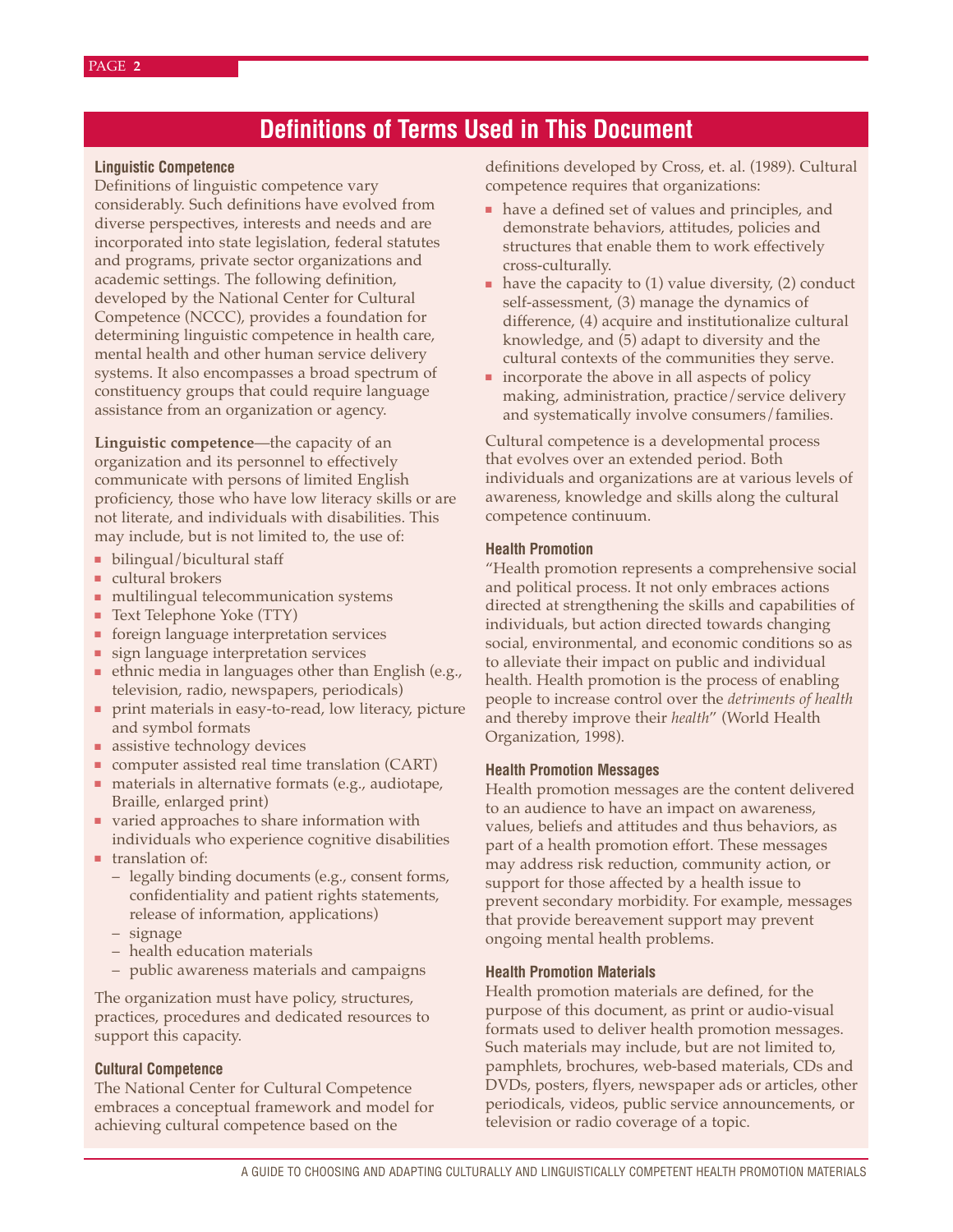# Definitions of Terms Used in This Document

### Linguistic Competence

Definitions of linguistic competence vary considerably. Such definitions have evolved from diverse perspectives, interests and needs and are incorporated into state legislation, federal statutes and programs, private sector organizations and academic settings. The following definition, developed by the National Center for Cultural Competence (NCCC), provides a foundation for determining linguistic competence in health care, mental health and other human service delivery systems. It also encompasses a broad spectrum of constituency groups that could require language assistance from an organization or agency.

**Linguistic competence**—the capacity of an organization and its personnel to effectively communicate with persons of limited English proficiency, those who have low literacy skills or are not literate, and individuals with disabilities. This may include, but is not limited to, the use of:

- bilingual/bicultural staff
- cultural brokers
- multilingual telecommunication systems
- Text Telephone Yoke (TTY)
- foreign language interpretation services
- sign language interpretation services
- ethnic media in languages other than English (e.g., television, radio, newspapers, periodicals)
- print materials in easy-to-read, low literacy, picture and symbol formats
- assistive technology devices
- computer assisted real time translation (CART)
- materials in alternative formats (e.g., audiotape, Braille, enlarged print)
- varied approaches to share information with individuals who experience cognitive disabilities
- translation of:
  - legally binding documents (e.g., consent forms, confidentiality and patient rights statements, release of information, applications)
  - signage
  - health education materials
  - public awareness materials and campaigns

The organization must have policy, structures, practices, procedures and dedicated resources to support this capacity.

### Cultural Competence

The National Center for Cultural Competence embraces a conceptual framework and model for achieving cultural competence based on the definitions developed by Cross, et. al. (1989). Cultural competence requires that organizations:

- have a defined set of values and principles, and demonstrate behaviors, attitudes, policies and structures that enable them to work effectively cross-culturally.
- have the capacity to (1) value diversity, (2) conduct self-assessment, (3) manage the dynamics of difference, (4) acquire and institutionalize cultural knowledge, and (5) adapt to diversity and the cultural contexts of the communities they serve.
- incorporate the above in all aspects of policy making, administration, practice/service delivery and systematically involve consumers/families.

Cultural competence is a developmental process that evolves over an extended period. Both individuals and organizations are at various levels of awareness, knowledge and skills along the cultural competence continuum.

### Health Promotion

"Health promotion represents a comprehensive social and political process. It not only embraces actions directed at strengthening the skills and capabilities of individuals, but action directed towards changing social, environmental, and economic conditions so as to alleviate their impact on public and individual health. Health promotion is the process of enabling people to increase control over the *detriments of health* and thereby improve their *health*" (World Health Organization, 1998).

### Health Promotion Messages

Health promotion messages are the content delivered to an audience to have an impact on awareness, values, beliefs and attitudes and thus behaviors, as part of a health promotion effort. These messages may address risk reduction, community action, or support for those affected by a health issue to prevent secondary morbidity. For example, messages that provide bereavement support may prevent ongoing mental health problems.

### Health Promotion Materials

Health promotion materials are defined, for the purpose of this document, as print or audio-visual formats used to deliver health promotion messages. Such materials may include, but are not limited to, pamphlets, brochures, web-based materials, CDs and DVDs, posters, flyers, newspaper ads or articles, other periodicals, videos, public service announcements, or television or radio coverage of a topic.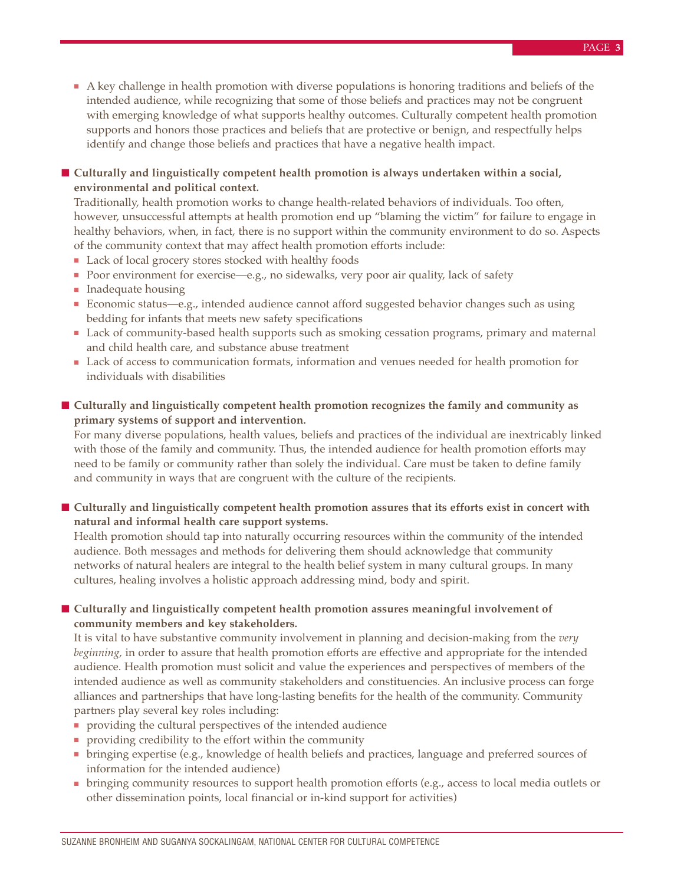- A key challenge in health promotion with diverse populations is honoring traditions and beliefs of the intended audience, while recognizing that some of those beliefs and practices may not be congruent with emerging knowledge of what supports healthy outcomes. Culturally competent health promotion supports and honors those practices and beliefs that are protective or benign, and respectfully helps identify and change those beliefs and practices that have a negative health impact.

**Culturally and linguistically competent health promotion is always undertaken within a social, environmental and political context.**

Traditionally, health promotion works to change health-related behaviors of individuals. Too often, however, unsuccessful attempts at health promotion end up "blaming the victim" for failure to engage in healthy behaviors, when, in fact, there is no support within the community environment to do so. Aspects of the community context that may affect health promotion efforts include:

- Lack of local grocery stores stocked with healthy foods
- Poor environment for exercise—e.g., no sidewalks, very poor air quality, lack of safety
- Inadequate housing
- Economic status—e.g., intended audience cannot afford suggested behavior changes such as using bedding for infants that meets new safety specifications
- Lack of community-based health supports such as smoking cessation programs, primary and maternal and child health care, and substance abuse treatment
- Lack of access to communication formats, information and venues needed for health promotion for individuals with disabilities

**Culturally and linguistically competent health promotion recognizes the family and community as primary systems of support and intervention.**

For many diverse populations, health values, beliefs and practices of the individual are inextricably linked with those of the family and community. Thus, the intended audience for health promotion efforts may need to be family or community rather than solely the individual. Care must be taken to define family and community in ways that are congruent with the culture of the recipients.

**Culturally and linguistically competent health promotion assures that its efforts exist in concert with natural and informal health care support systems.**

Health promotion should tap into naturally occurring resources within the community of the intended audience. Both messages and methods for delivering them should acknowledge that community networks of natural healers are integral to the health belief system in many cultural groups. In many cultures, healing involves a holistic approach addressing mind, body and spirit.

**Culturally and linguistically competent health promotion assures meaningful involvement of community members and key stakeholders.**

It is vital to have substantive community involvement in planning and decision-making from the *very beginning,* in order to assure that health promotion efforts are effective and appropriate for the intended audience. Health promotion must solicit and value the experiences and perspectives of members of the intended audience as well as community stakeholders and constituencies. An inclusive process can forge alliances and partnerships that have long-lasting benefits for the health of the community. Community partners play several key roles including:

- providing the cultural perspectives of the intended audience
- providing credibility to the effort within the community
- bringing expertise (e.g., knowledge of health beliefs and practices, language and preferred sources of information for the intended audience)
- bringing community resources to support health promotion efforts (e.g., access to local media outlets or other dissemination points, local financial or in-kind support for activities)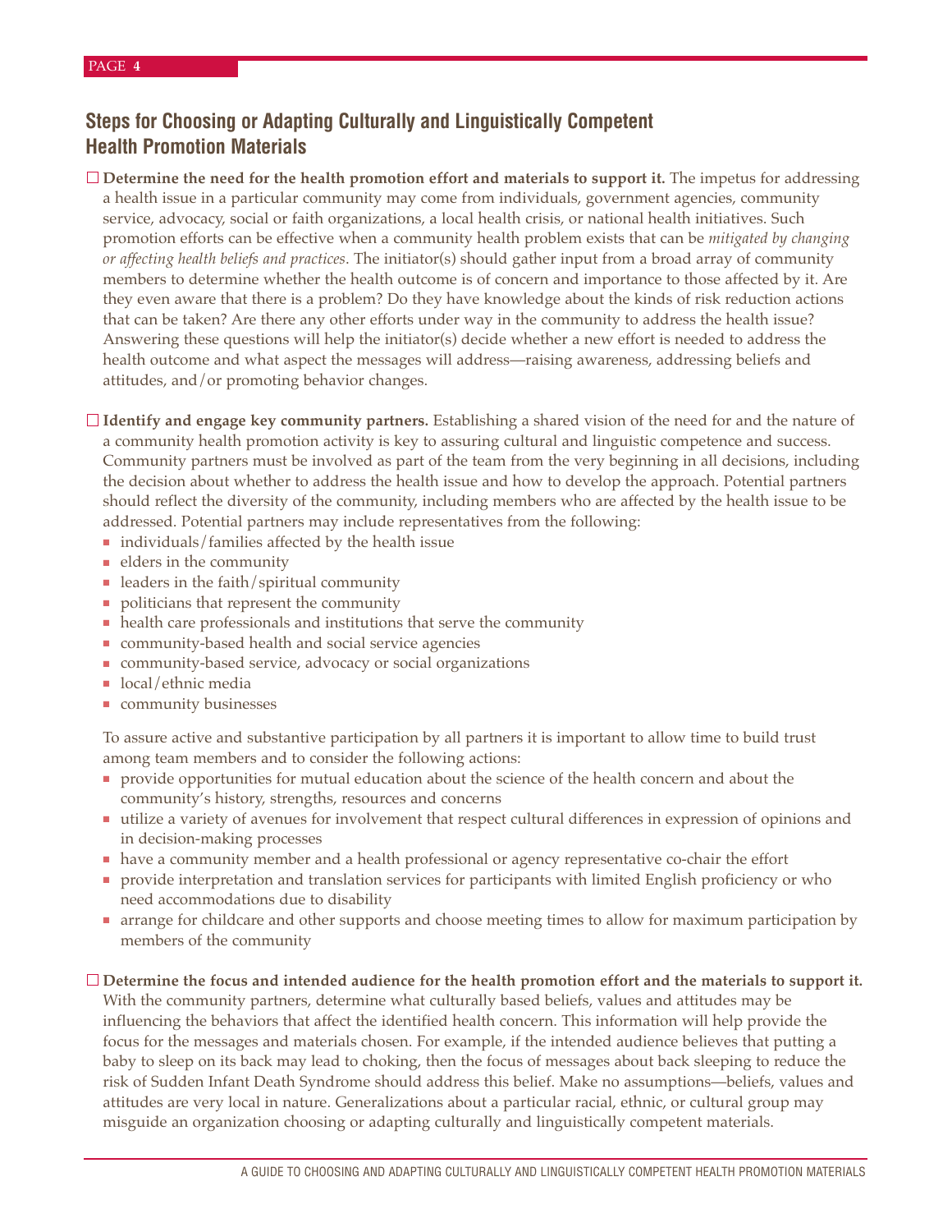## Steps for Choosing or Adapting Culturally and Linguistically Competent Health Promotion Materials

☐ **Determine the need for the health promotion effort and materials to support it.** The impetus for addressing a health issue in a particular community may come from individuals, government agencies, community service, advocacy, social or faith organizations, a local health crisis, or national health initiatives. Such promotion efforts can be effective when a community health problem exists that can be *mitigated by changing or affecting health beliefs and practices*. The initiator(s) should gather input from a broad array of community members to determine whether the health outcome is of concern and importance to those affected by it. Are they even aware that there is a problem? Do they have knowledge about the kinds of risk reduction actions that can be taken? Are there any other efforts under way in the community to address the health issue? Answering these questions will help the initiator(s) decide whether a new effort is needed to address the health outcome and what aspect the messages will address—raising awareness, addressing beliefs and attitudes, and/or promoting behavior changes.

☐ **Identify and engage key community partners.** Establishing a shared vision of the need for and the nature of a community health promotion activity is key to assuring cultural and linguistic competence and success. Community partners must be involved as part of the team from the very beginning in all decisions, including the decision about whether to address the health issue and how to develop the approach. Potential partners should reflect the diversity of the community, including members who are affected by the health issue to be addressed. Potential partners may include representatives from the following:

- individuals/families affected by the health issue
- elders in the community
- leaders in the faith/spiritual community
- politicians that represent the community
- health care professionals and institutions that serve the community
- community-based health and social service agencies
- community-based service, advocacy or social organizations
- local/ethnic media
- community businesses

To assure active and substantive participation by all partners it is important to allow time to build trust among team members and to consider the following actions:

- provide opportunities for mutual education about the science of the health concern and about the community's history, strengths, resources and concerns
- utilize a variety of avenues for involvement that respect cultural differences in expression of opinions and in decision-making processes
- have a community member and a health professional or agency representative co-chair the effort
- provide interpretation and translation services for participants with limited English proficiency or who need accommodations due to disability
- arrange for childcare and other supports and choose meeting times to allow for maximum participation by members of the community

☐ **Determine the focus and intended audience for the health promotion effort and the materials to support it.** With the community partners, determine what culturally based beliefs, values and attitudes may be influencing the behaviors that affect the identified health concern. This information will help provide the focus for the messages and materials chosen. For example, if the intended audience believes that putting a baby to sleep on its back may lead to choking, then the focus of messages about back sleeping to reduce the risk of Sudden Infant Death Syndrome should address this belief. Make no assumptions—beliefs, values and attitudes are very local in nature. Generalizations about a particular racial, ethnic, or cultural group may misguide an organization choosing or adapting culturally and linguistically competent materials.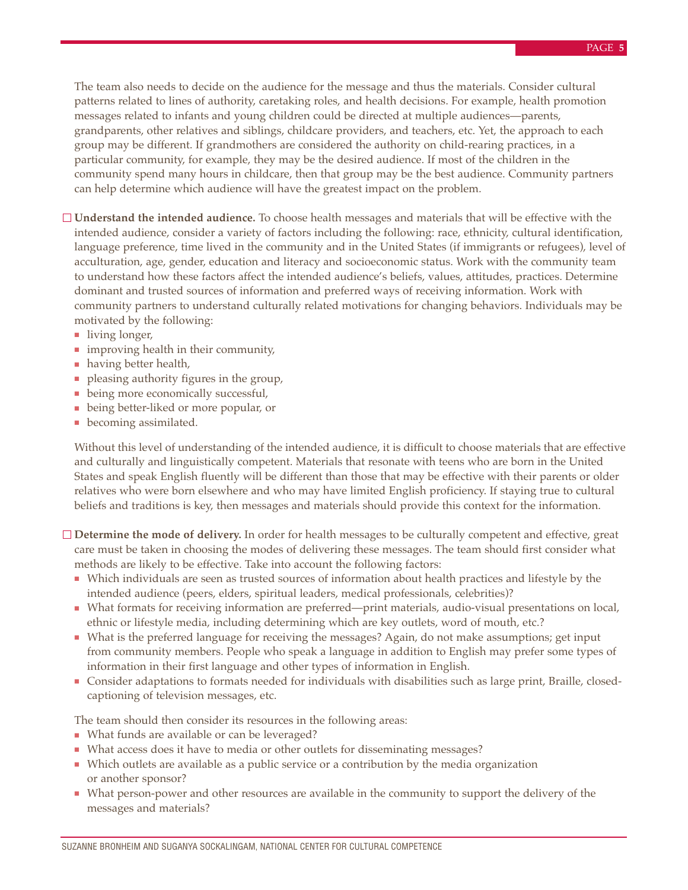The team also needs to decide on the audience for the message and thus the materials. Consider cultural patterns related to lines of authority, caretaking roles, and health decisions. For example, health promotion messages related to infants and young children could be directed at multiple audiences—parents, grandparents, other relatives and siblings, childcare providers, and teachers, etc. Yet, the approach to each group may be different. If grandmothers are considered the authority on child-rearing practices, in a particular community, for example, they may be the desired audience. If most of the children in the community spend many hours in childcare, then that group may be the best audience. Community partners can help determine which audience will have the greatest impact on the problem.

- [ ] **Understand the intended audience.** To choose health messages and materials that will be effective with the intended audience, consider a variety of factors including the following: race, ethnicity, cultural identification, language preference, time lived in the community and in the United States (if immigrants or refugees), level of acculturation, age, gender, education and literacy and socioeconomic status. Work with the community team to understand how these factors affect the intended audience's beliefs, values, attitudes, practices. Determine dominant and trusted sources of information and preferred ways of receiving information. Work with community partners to understand culturally related motivations for changing behaviors. Individuals may be motivated by the following:
  - living longer,
  - improving health in their community,
  - having better health,
  - pleasing authority figures in the group,
  - being more economically successful,
  - being better-liked or more popular, or
  - becoming assimilated.

  Without this level of understanding of the intended audience, it is difficult to choose materials that are effective and culturally and linguistically competent. Materials that resonate with teens who are born in the United States and speak English fluently will be different than those that may be effective with their parents or older relatives who were born elsewhere and who may have limited English proficiency. If staying true to cultural beliefs and traditions is key, then messages and materials should provide this context for the information.

- [ ] **Determine the mode of delivery.** In order for health messages to be culturally competent and effective, great care must be taken in choosing the modes of delivering these messages. The team should first consider what methods are likely to be effective. Take into account the following factors:
  - Which individuals are seen as trusted sources of information about health practices and lifestyle by the intended audience (peers, elders, spiritual leaders, medical professionals, celebrities)?
  - What formats for receiving information are preferred—print materials, audio-visual presentations on local, ethnic or lifestyle media, including determining which are key outlets, word of mouth, etc.?
  - What is the preferred language for receiving the messages? Again, do not make assumptions; get input from community members. People who speak a language in addition to English may prefer some types of information in their first language and other types of information in English.
  - Consider adaptations to formats needed for individuals with disabilities such as large print, Braille, closed-captioning of television messages, etc.

  The team should then consider its resources in the following areas:
  - What funds are available or can be leveraged?
  - What access does it have to media or other outlets for disseminating messages?
  - Which outlets are available as a public service or a contribution by the media organization or another sponsor?
  - What person-power and other resources are available in the community to support the delivery of the messages and materials?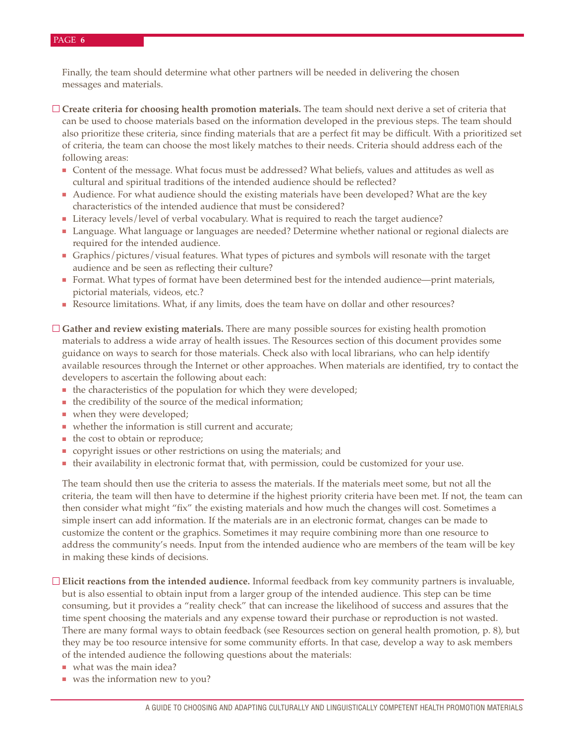Finally, the team should determine what other partners will be needed in delivering the chosen messages and materials.

- ☐ **Create criteria for choosing health promotion materials.** The team should next derive a set of criteria that can be used to choose materials based on the information developed in the previous steps. The team should also prioritize these criteria, since finding materials that are a perfect fit may be difficult. With a prioritized set of criteria, the team can choose the most likely matches to their needs. Criteria should address each of the following areas:
  - Content of the message. What focus must be addressed? What beliefs, values and attitudes as well as cultural and spiritual traditions of the intended audience should be reflected?
  - Audience. For what audience should the existing materials have been developed? What are the key characteristics of the intended audience that must be considered?
  - Literacy levels/level of verbal vocabulary. What is required to reach the target audience?
  - Language. What language or languages are needed? Determine whether national or regional dialects are required for the intended audience.
  - Graphics/pictures/visual features. What types of pictures and symbols will resonate with the target audience and be seen as reflecting their culture?
  - Format. What types of format have been determined best for the intended audience—print materials, pictorial materials, videos, etc.?
  - Resource limitations. What, if any limits, does the team have on dollar and other resources?

- ☐ **Gather and review existing materials.** There are many possible sources for existing health promotion materials to address a wide array of health issues. The Resources section of this document provides some guidance on ways to search for those materials. Check also with local librarians, who can help identify available resources through the Internet or other approaches. When materials are identified, try to contact the developers to ascertain the following about each:
  - the characteristics of the population for which they were developed;
  - the credibility of the source of the medical information;
  - when they were developed;
  - whether the information is still current and accurate;
  - the cost to obtain or reproduce;
  - copyright issues or other restrictions on using the materials; and
  - their availability in electronic format that, with permission, could be customized for your use.

  The team should then use the criteria to assess the materials. If the materials meet some, but not all the criteria, the team will then have to determine if the highest priority criteria have been met. If not, the team can then consider what might "fix" the existing materials and how much the changes will cost. Sometimes a simple insert can add information. If the materials are in an electronic format, changes can be made to customize the content or the graphics. Sometimes it may require combining more than one resource to address the community's needs. Input from the intended audience who are members of the team will be key in making these kinds of decisions.

- ☐ **Elicit reactions from the intended audience.** Informal feedback from key community partners is invaluable, but is also essential to obtain input from a larger group of the intended audience. This step can be time consuming, but it provides a "reality check" that can increase the likelihood of success and assures that the time spent choosing the materials and any expense toward their purchase or reproduction is not wasted. There are many formal ways to obtain feedback (see Resources section on general health promotion, p. 8), but they may be too resource intensive for some community efforts. In that case, develop a way to ask members of the intended audience the following questions about the materials:
  - what was the main idea?
  - was the information new to you?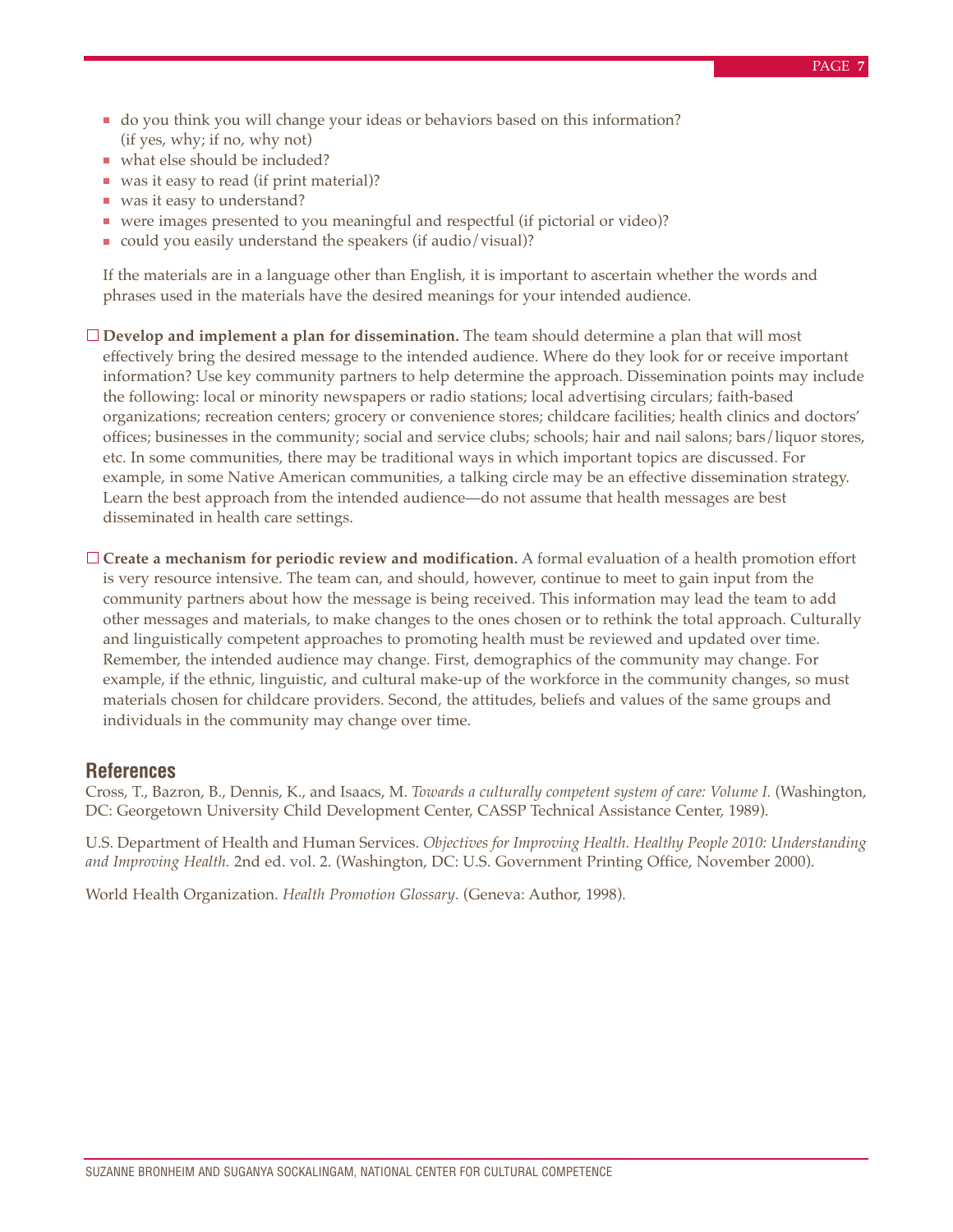- do you think you will change your ideas or behaviors based on this information? (if yes, why; if no, why not)
- what else should be included?
- was it easy to read (if print material)?
- was it easy to understand?
- were images presented to you meaningful and respectful (if pictorial or video)?
- could you easily understand the speakers (if audio/visual)?

If the materials are in a language other than English, it is important to ascertain whether the words and phrases used in the materials have the desired meanings for your intended audience.

☐ **Develop and implement a plan for dissemination.** The team should determine a plan that will most effectively bring the desired message to the intended audience. Where do they look for or receive important information? Use key community partners to help determine the approach. Dissemination points may include the following: local or minority newspapers or radio stations; local advertising circulars; faith-based organizations; recreation centers; grocery or convenience stores; childcare facilities; health clinics and doctors' offices; businesses in the community; social and service clubs; schools; hair and nail salons; bars/liquor stores, etc. In some communities, there may be traditional ways in which important topics are discussed. For example, in some Native American communities, a talking circle may be an effective dissemination strategy. Learn the best approach from the intended audience—do not assume that health messages are best disseminated in health care settings.

☐ **Create a mechanism for periodic review and modification.** A formal evaluation of a health promotion effort is very resource intensive. The team can, and should, however, continue to meet to gain input from the community partners about how the message is being received. This information may lead the team to add other messages and materials, to make changes to the ones chosen or to rethink the total approach. Culturally and linguistically competent approaches to promoting health must be reviewed and updated over time. Remember, the intended audience may change. First, demographics of the community may change. For example, if the ethnic, linguistic, and cultural make-up of the workforce in the community changes, so must materials chosen for childcare providers. Second, the attitudes, beliefs and values of the same groups and individuals in the community may change over time.

## References

Cross, T., Bazron, B., Dennis, K., and Isaacs, M. *Towards a culturally competent system of care: Volume I.* (Washington, DC: Georgetown University Child Development Center, CASSP Technical Assistance Center, 1989).

U.S. Department of Health and Human Services. *Objectives for Improving Health. Healthy People 2010: Understanding and Improving Health.* 2nd ed. vol. 2. (Washington, DC: U.S. Government Printing Office, November 2000).

World Health Organization. *Health Promotion Glossary*. (Geneva: Author, 1998).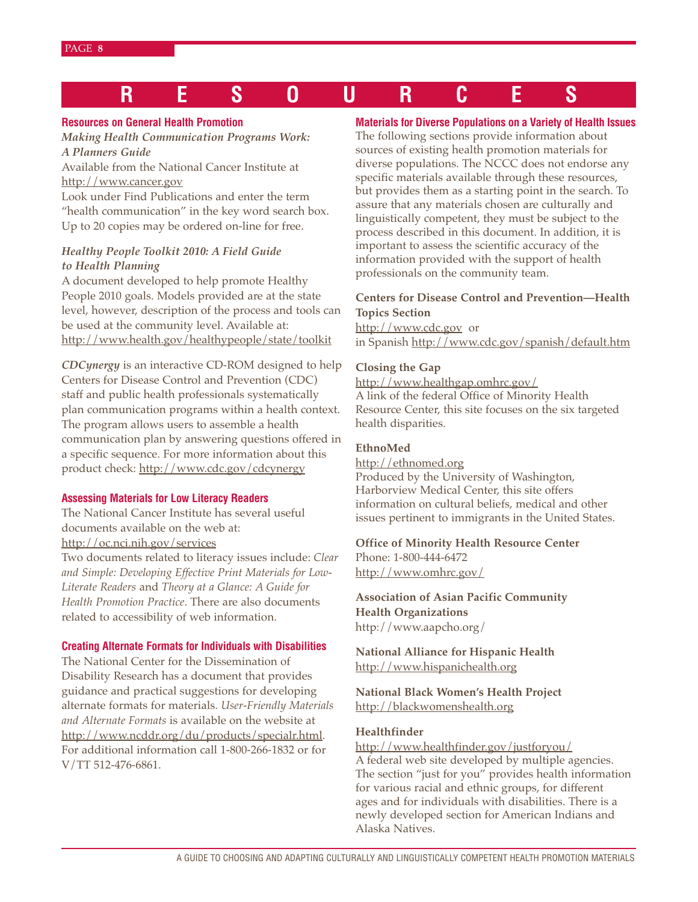# RESOURCES

## Resources on General Health Promotion

***Making Health Communication Programs Work: A Planners Guide***

Available from the National Cancer Institute at http://www.cancer.gov

Look under Find Publications and enter the term "health communication" in the key word search box. Up to 20 copies may be ordered on-line for free.

***Healthy People Toolkit 2010: A Field Guide to Health Planning***

A document developed to help promote Healthy People 2010 goals. Models provided are at the state level, however, description of the process and tools can be used at the community level. Available at: http://www.health.gov/healthypeople/state/toolkit

***CDCynergy*** is an interactive CD-ROM designed to help Centers for Disease Control and Prevention (CDC) staff and public health professionals systematically plan communication programs within a health context. The program allows users to assemble a health communication plan by answering questions offered in a specific sequence. For more information about this product check: http://www.cdc.gov/cdcynergy

## Assessing Materials for Low Literacy Readers

The National Cancer Institute has several useful documents available on the web at: http://oc.nci.nih.gov/services

Two documents related to literacy issues include: *Clear and Simple: Developing Effective Print Materials for Low-Literate Readers* and *Theory at a Glance: A Guide for Health Promotion Practice*. There are also documents related to accessibility of web information.

## Creating Alternate Formats for Individuals with Disabilities

The National Center for the Dissemination of Disability Research has a document that provides guidance and practical suggestions for developing alternate formats for materials. *User-Friendly Materials and Alternate Formats* is available on the website at http://www.ncddr.org/du/products/specialr.html. For additional information call 1-800-266-1832 or for V/TT 512-476-6861.

## Materials for Diverse Populations on a Variety of Health Issues

The following sections provide information about sources of existing health promotion materials for diverse populations. The NCCC does not endorse any specific materials available through these resources, but provides them as a starting point in the search. To assure that any materials chosen are culturally and linguistically competent, they must be subject to the process described in this document. In addition, it is important to assess the scientific accuracy of the information provided with the support of health professionals on the community team.

**Centers for Disease Control and Prevention—Health Topics Section**

http://www.cdc.gov or
in Spanish http://www.cdc.gov/spanish/default.htm

**Closing the Gap**

http://www.healthgap.omhrc.gov/

A link of the federal Office of Minority Health Resource Center, this site focuses on the six targeted health disparities.

**EthnoMed**

http://ethnomed.org

Produced by the University of Washington, Harborview Medical Center, this site offers information on cultural beliefs, medical and other issues pertinent to immigrants in the United States.

**Office of Minority Health Resource Center**

Phone: 1-800-444-6472
http://www.omhrc.gov/

**Association of Asian Pacific Community Health Organizations**

http://www.aapcho.org/

**National Alliance for Hispanic Health**

http://www.hispanichealth.org

**National Black Women's Health Project**

http://blackwomenshealth.org

**Healthfinder**

http://www.healthfinder.gov/justforyou/

A federal web site developed by multiple agencies. The section "just for you" provides health information for various racial and ethnic groups, for different ages and for individuals with disabilities. There is a newly developed section for American Indians and Alaska Natives.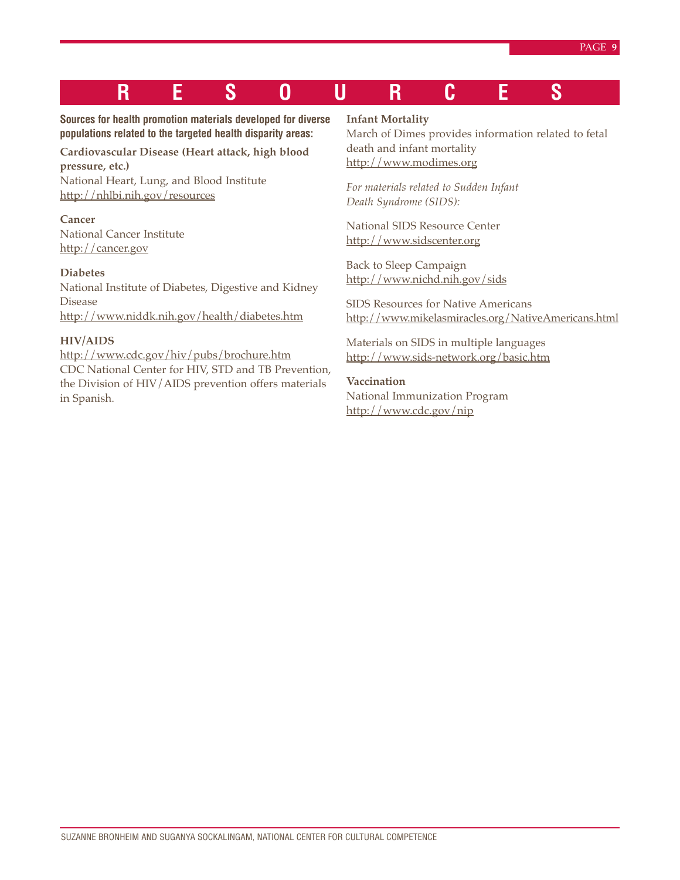# RESOURCES

**Sources for health promotion materials developed for diverse populations related to the targeted health disparity areas:**

**Cardiovascular Disease (Heart attack, high blood pressure, etc.)**
National Heart, Lung, and Blood Institute
http://nhlbi.nih.gov/resources

**Cancer**
National Cancer Institute
http://cancer.gov

**Diabetes**
National Institute of Diabetes, Digestive and Kidney Disease
http://www.niddk.nih.gov/health/diabetes.htm

**HIV/AIDS**
http://www.cdc.gov/hiv/pubs/brochure.htm
CDC National Center for HIV, STD and TB Prevention, the Division of HIV/AIDS prevention offers materials in Spanish.

**Infant Mortality**
March of Dimes provides information related to fetal death and infant mortality
http://www.modimes.org

*For materials related to Sudden Infant Death Syndrome (SIDS):*

National SIDS Resource Center
http://www.sidscenter.org

Back to Sleep Campaign
http://www.nichd.nih.gov/sids

SIDS Resources for Native Americans
http://www.mikelasmiracles.org/NativeAmericans.html

Materials on SIDS in multiple languages
http://www.sids-network.org/basic.htm

**Vaccination**
National Immunization Program
http://www.cdc.gov/nip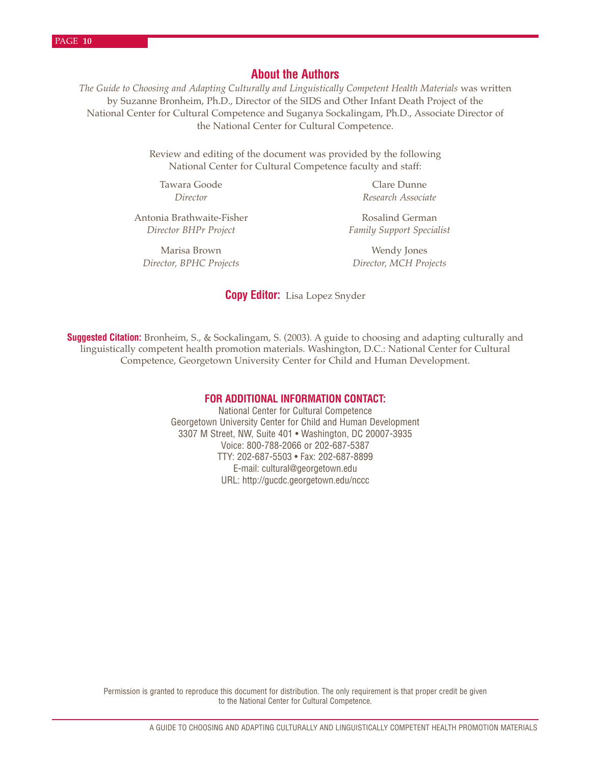## About the Authors

*The Guide to Choosing and Adapting Culturally and Linguistically Competent Health Materials* was written by Suzanne Bronheim, Ph.D., Director of the SIDS and Other Infant Death Project of the National Center for Cultural Competence and Suganya Sockalingam, Ph.D., Associate Director of the National Center for Cultural Competence.

Review and editing of the document was provided by the following National Center for Cultural Competence faculty and staff:

Tawara Goode
*Director*

Antonia Brathwaite-Fisher
*Director BHPr Project*

Marisa Brown
*Director, BPHC Projects*

Clare Dunne
*Research Associate*

Rosalind German
*Family Support Specialist*

Wendy Jones
*Director, MCH Projects*

**Copy Editor:** Lisa Lopez Snyder

**Suggested Citation:** Bronheim, S., & Sockalingam, S. (2003). A guide to choosing and adapting culturally and linguistically competent health promotion materials. Washington, D.C.: National Center for Cultural Competence, Georgetown University Center for Child and Human Development.

**FOR ADDITIONAL INFORMATION CONTACT:**

National Center for Cultural Competence
Georgetown University Center for Child and Human Development
3307 M Street, NW, Suite 401 • Washington, DC 20007-3935
Voice: 800-788-2066 or 202-687-5387
TTY: 202-687-5503 • Fax: 202-687-8899
E-mail: cultural@georgetown.edu
URL: http://gucdc.georgetown.edu/nccc

Permission is granted to reproduce this document for distribution. The only requirement is that proper credit be given to the National Center for Cultural Competence.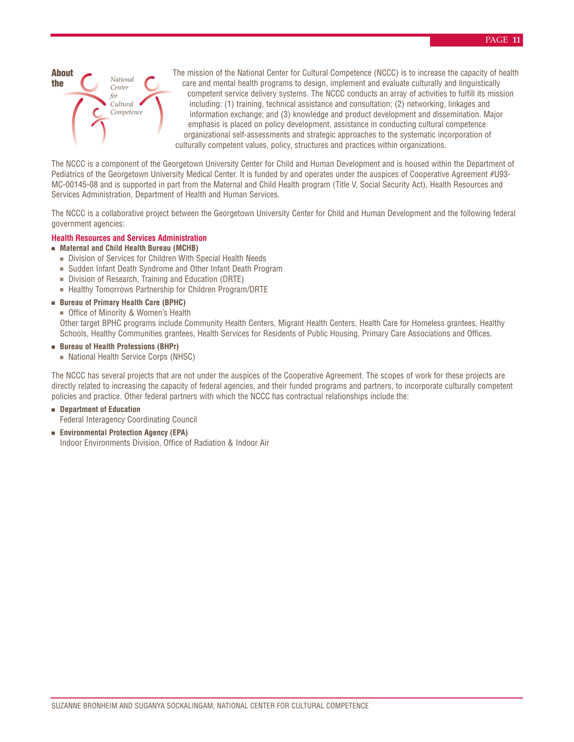## About the National Center for Cultural Competence

The mission of the National Center for Cultural Competence (NCCC) is to increase the capacity of health care and mental health programs to design, implement and evaluate culturally and linguistically competent service delivery systems. The NCCC conducts an array of activities to fulfill its mission including: (1) training, technical assistance and consultation; (2) networking, linkages and information exchange; and (3) knowledge and product development and dissemination. Major emphasis is placed on policy development, assistance in conducting cultural competence organizational self-assessments and strategic approaches to the systematic incorporation of culturally competent values, policy, structures and practices within organizations.

The NCCC is a component of the Georgetown University Center for Child and Human Development and is housed within the Department of Pediatrics of the Georgetown University Medical Center. It is funded by and operates under the auspices of Cooperative Agreement #U93-MC-00145-08 and is supported in part from the Maternal and Child Health program (Title V, Social Security Act), Health Resources and Services Administration, Department of Health and Human Services.

The NCCC is a collaborative project between the Georgetown University Center for Child and Human Development and the following federal government agencies:

**Health Resources and Services Administration**

- **Maternal and Child Health Bureau (MCHB)**
  - Division of Services for Children With Special Health Needs
  - Sudden Infant Death Syndrome and Other Infant Death Program
  - Division of Research, Training and Education (DRTE)
  - Healthy Tomorrows Partnership for Children Program/DRTE
- **Bureau of Primary Health Care (BPHC)**
  - Office of Minority & Women's Health

  Other target BPHC programs include Community Health Centers, Migrant Health Centers, Health Care for Homeless grantees, Healthy Schools, Healthy Communities grantees, Health Services for Residents of Public Housing, Primary Care Associations and Offices.
- **Bureau of Health Professions (BHPr)**
  - National Health Service Corps (NHSC)

The NCCC has several projects that are not under the auspices of the Cooperative Agreement. The scopes of work for these projects are directly related to increasing the capacity of federal agencies, and their funded programs and partners, to incorporate culturally competent policies and practice. Other federal partners with which the NCCC has contractual relationships include the:

- **Department of Education**

  Federal Interagency Coordinating Council
- **Environmental Protection Agency (EPA)**

  Indoor Environments Division, Office of Radiation & Indoor Air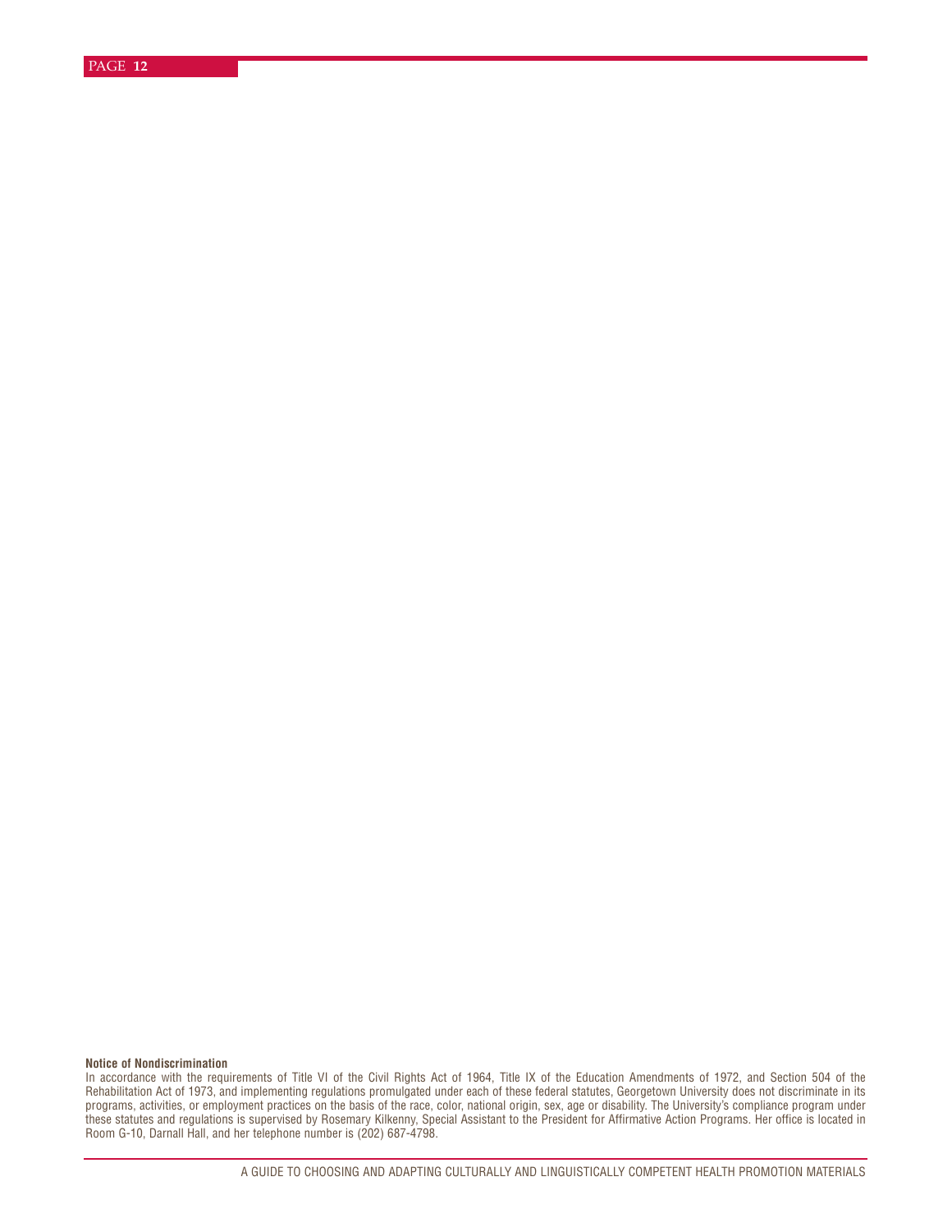**Notice of Nondiscrimination**

In accordance with the requirements of Title VI of the Civil Rights Act of 1964, Title IX of the Education Amendments of 1972, and Section 504 of the Rehabilitation Act of 1973, and implementing regulations promulgated under each of these federal statutes, Georgetown University does not discriminate in its programs, activities, or employment practices on the basis of the race, color, national origin, sex, age or disability. The University's compliance program under these statutes and regulations is supervised by Rosemary Kilkenny, Special Assistant to the President for Affirmative Action Programs. Her office is located in Room G-10, Darnall Hall, and her telephone number is (202) 687-4798.